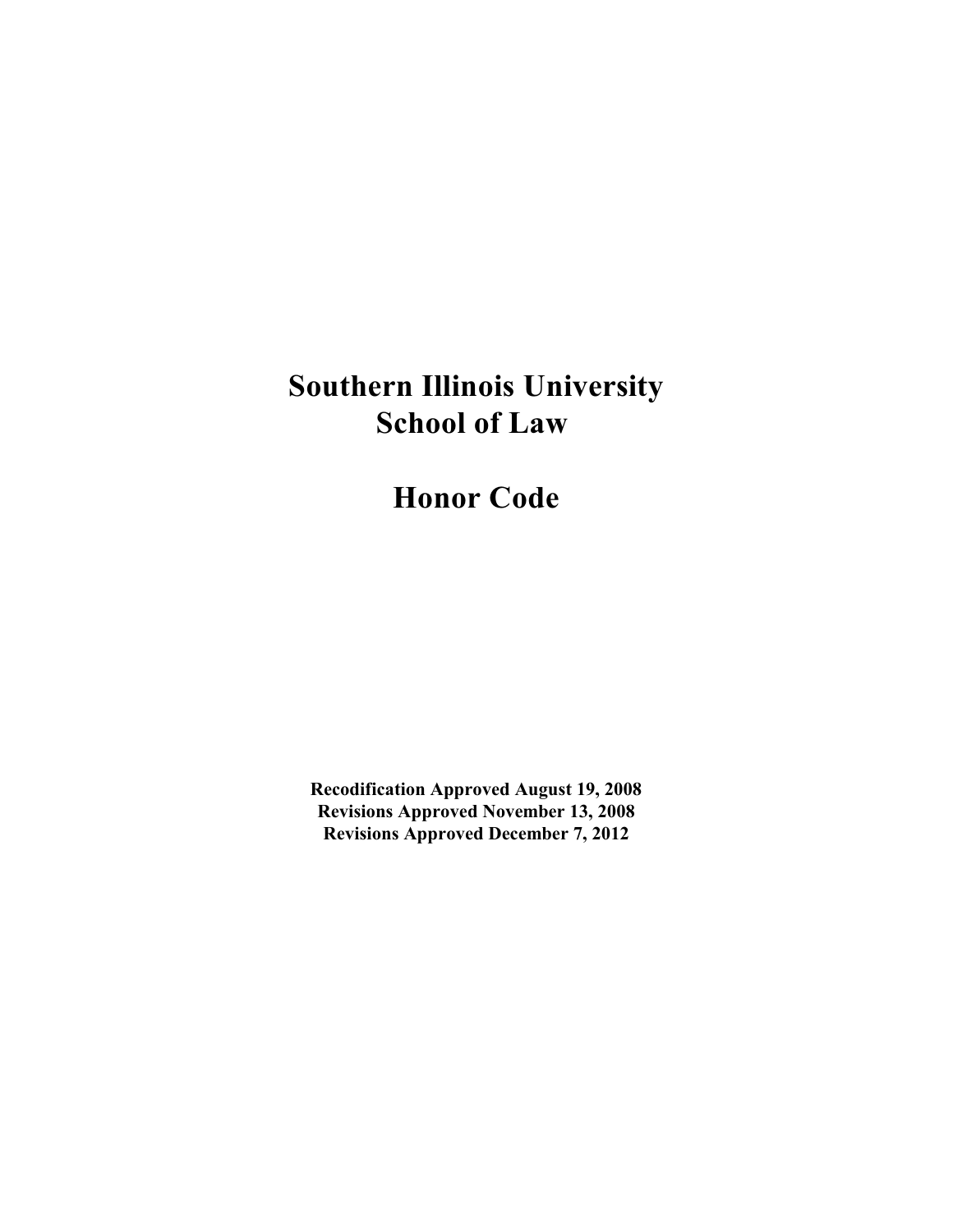# Southern Illinois University School of Law

# Honor Code

**Recodification Approved August 19, 2008**
**Revisions Approved November 13, 2008**
**Revisions Approved December 7, 2012**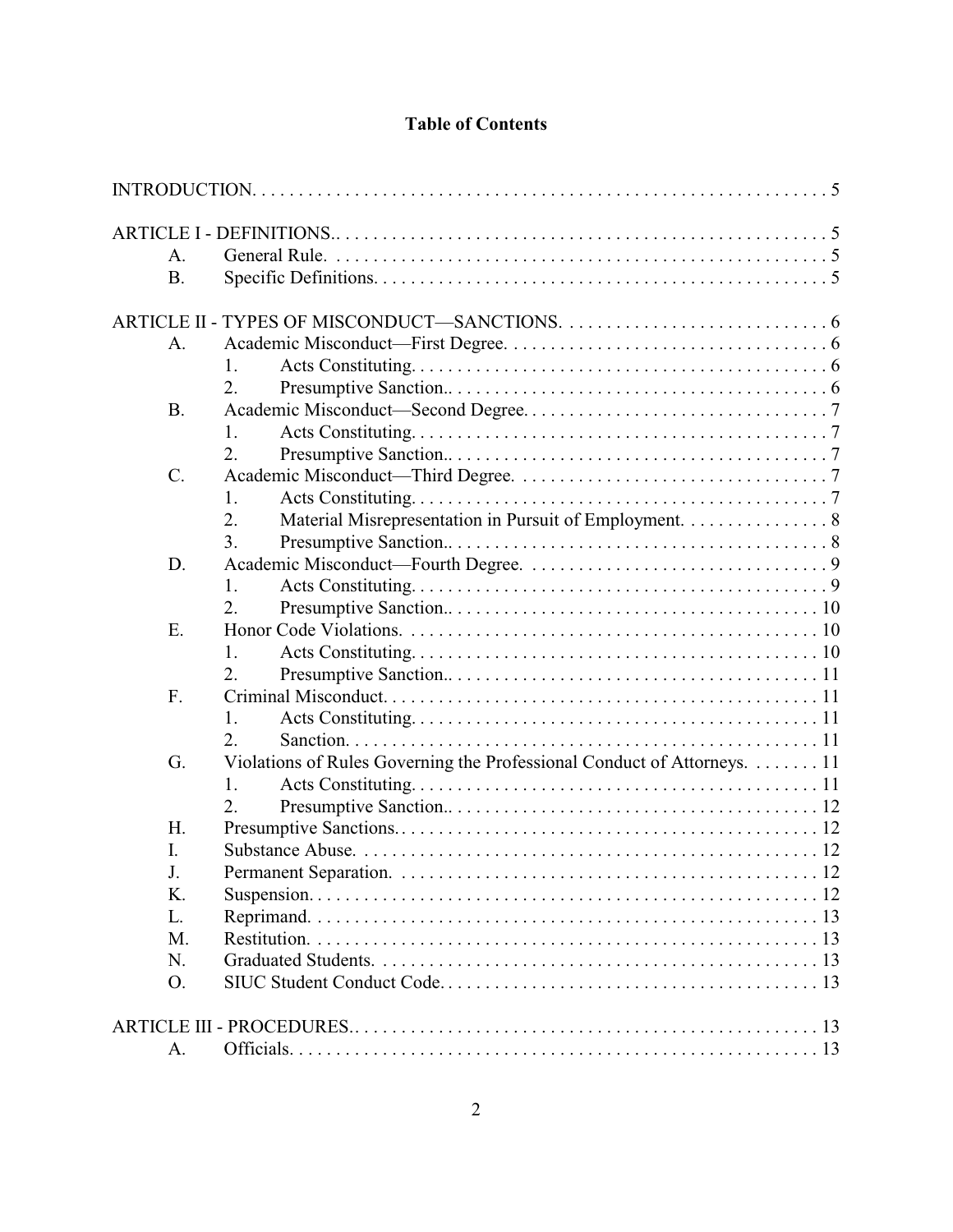# Table of Contents

INTRODUCTION. . . . . . . . . . . . . . . . . . . . . . . . . . . . . . . . . . . . . . . . . . . . . . . . . . . . . . . . . . . . . . 5

ARTICLE I - DEFINITIONS.. . . . . . . . . . . . . . . . . . . . . . . . . . . . . . . . . . . . . . . . . . . . . . . . . . . . . 5
- A. General Rule. . . . . . . . . . . . . . . . . . . . . . . . . . . . . . . . . . . . . . . . . . . . . . . . . . . . . 5
- B. Specific Definitions. . . . . . . . . . . . . . . . . . . . . . . . . . . . . . . . . . . . . . . . . . . . . . . . . 5

ARTICLE II - TYPES OF MISCONDUCT—SANCTIONS. . . . . . . . . . . . . . . . . . . . . . . . . . . . . . 6
- A. Academic Misconduct—First Degree. . . . . . . . . . . . . . . . . . . . . . . . . . . . . . . . . . . 6
  - 1. Acts Constituting. . . . . . . . . . . . . . . . . . . . . . . . . . . . . . . . . . . . . . . . . . . . . 6
  - 2. Presumptive Sanction.. . . . . . . . . . . . . . . . . . . . . . . . . . . . . . . . . . . . . . . . . 6
- B. Academic Misconduct—Second Degree. . . . . . . . . . . . . . . . . . . . . . . . . . . . . . . . . 7
  - 1. Acts Constituting. . . . . . . . . . . . . . . . . . . . . . . . . . . . . . . . . . . . . . . . . . . . . 7
  - 2. Presumptive Sanction.. . . . . . . . . . . . . . . . . . . . . . . . . . . . . . . . . . . . . . . . . 7
- C. Academic Misconduct—Third Degree. . . . . . . . . . . . . . . . . . . . . . . . . . . . . . . . . . 7
  - 1. Acts Constituting. . . . . . . . . . . . . . . . . . . . . . . . . . . . . . . . . . . . . . . . . . . . . 7
  - 2. Material Misrepresentation in Pursuit of Employment. . . . . . . . . . . . . . . . . 8
  - 3. Presumptive Sanction.. . . . . . . . . . . . . . . . . . . . . . . . . . . . . . . . . . . . . . . . . 8
- D. Academic Misconduct—Fourth Degree. . . . . . . . . . . . . . . . . . . . . . . . . . . . . . . . . 9
  - 1. Acts Constituting. . . . . . . . . . . . . . . . . . . . . . . . . . . . . . . . . . . . . . . . . . . . . 9
  - 2. Presumptive Sanction.. . . . . . . . . . . . . . . . . . . . . . . . . . . . . . . . . . . . . . . . 10
- E. Honor Code Violations. . . . . . . . . . . . . . . . . . . . . . . . . . . . . . . . . . . . . . . . . . . . . 10
  - 1. Acts Constituting. . . . . . . . . . . . . . . . . . . . . . . . . . . . . . . . . . . . . . . . . . . . 10
  - 2. Presumptive Sanction.. . . . . . . . . . . . . . . . . . . . . . . . . . . . . . . . . . . . . . . . 11
- F. Criminal Misconduct. . . . . . . . . . . . . . . . . . . . . . . . . . . . . . . . . . . . . . . . . . . . . . 11
  - 1. Acts Constituting. . . . . . . . . . . . . . . . . . . . . . . . . . . . . . . . . . . . . . . . . . . . 11
  - 2. Sanction. . . . . . . . . . . . . . . . . . . . . . . . . . . . . . . . . . . . . . . . . . . . . . . . . . . 11
- G. Violations of Rules Governing the Professional Conduct of Attorneys. . . . . . . . 11
  - 1. Acts Constituting. . . . . . . . . . . . . . . . . . . . . . . . . . . . . . . . . . . . . . . . . . . . 11
  - 2. Presumptive Sanction.. . . . . . . . . . . . . . . . . . . . . . . . . . . . . . . . . . . . . . . . 12
- H. Presumptive Sanctions. . . . . . . . . . . . . . . . . . . . . . . . . . . . . . . . . . . . . . . . . . . . . 12
- I. Substance Abuse. . . . . . . . . . . . . . . . . . . . . . . . . . . . . . . . . . . . . . . . . . . . . . . . . 12
- J. Permanent Separation. . . . . . . . . . . . . . . . . . . . . . . . . . . . . . . . . . . . . . . . . . . . . 12
- K. Suspension. . . . . . . . . . . . . . . . . . . . . . . . . . . . . . . . . . . . . . . . . . . . . . . . . . . . . 12
- L. Reprimand. . . . . . . . . . . . . . . . . . . . . . . . . . . . . . . . . . . . . . . . . . . . . . . . . . . . . 13
- M. Restitution. . . . . . . . . . . . . . . . . . . . . . . . . . . . . . . . . . . . . . . . . . . . . . . . . . . . . 13
- N. Graduated Students. . . . . . . . . . . . . . . . . . . . . . . . . . . . . . . . . . . . . . . . . . . . . . . 13
- O. SIUC Student Conduct Code. . . . . . . . . . . . . . . . . . . . . . . . . . . . . . . . . . . . . . . . 13

ARTICLE III - PROCEDURES.. . . . . . . . . . . . . . . . . . . . . . . . . . . . . . . . . . . . . . . . . . . . . . . . . . 13
- A. Officials. . . . . . . . . . . . . . . . . . . . . . . . . . . . . . . . . . . . . . . . . . . . . . . . . . . . . . . 13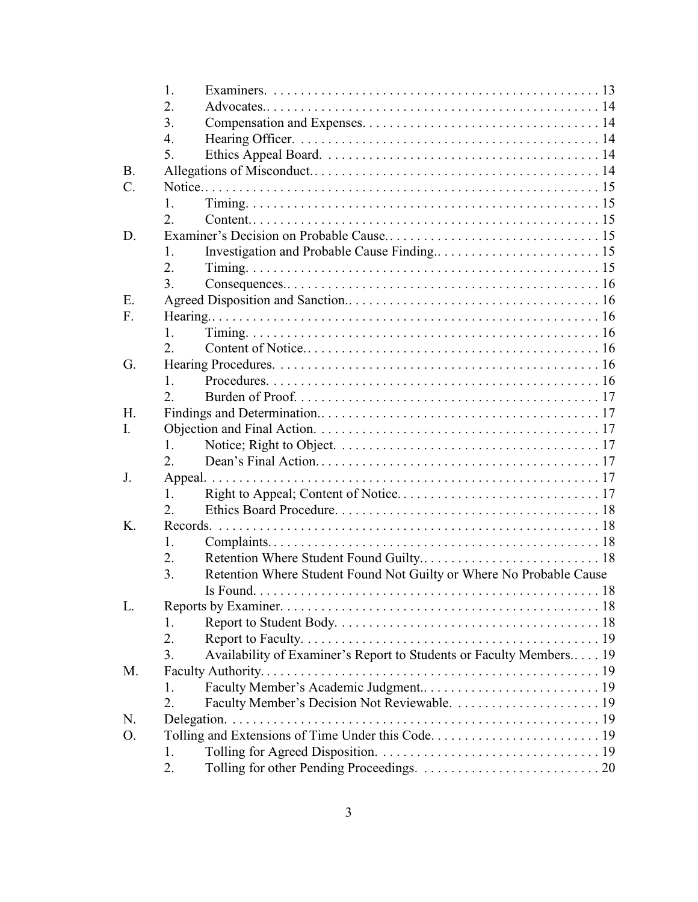1. Examiners. . . . . . . . . . . . . . . . . . . . . . . . . . . . . . . . . . . . . . . . . . . . . . . . 13
2. Advocates.. . . . . . . . . . . . . . . . . . . . . . . . . . . . . . . . . . . . . . . . . . . . . . . . 14
3. Compensation and Expenses. . . . . . . . . . . . . . . . . . . . . . . . . . . . . . . . . . . 14
4. Hearing Officer. . . . . . . . . . . . . . . . . . . . . . . . . . . . . . . . . . . . . . . . . . . . . 14
5. Ethics Appeal Board. . . . . . . . . . . . . . . . . . . . . . . . . . . . . . . . . . . . . . . . . 14

B. Allegations of Misconduct. . . . . . . . . . . . . . . . . . . . . . . . . . . . . . . . . . . . . . . . . . 14

C. Notice.. . . . . . . . . . . . . . . . . . . . . . . . . . . . . . . . . . . . . . . . . . . . . . . . . . . . . . . . 15
1. Timing. . . . . . . . . . . . . . . . . . . . . . . . . . . . . . . . . . . . . . . . . . . . . . . . . . . . 15
2. Content.. . . . . . . . . . . . . . . . . . . . . . . . . . . . . . . . . . . . . . . . . . . . . . . . . . . 15

D. Examiner's Decision on Probable Cause.. . . . . . . . . . . . . . . . . . . . . . . . . . . . . . . 15
1. Investigation and Probable Cause Finding.. . . . . . . . . . . . . . . . . . . . . . . . . 15
2. Timing. . . . . . . . . . . . . . . . . . . . . . . . . . . . . . . . . . . . . . . . . . . . . . . . . . . . 15
3. Consequences.. . . . . . . . . . . . . . . . . . . . . . . . . . . . . . . . . . . . . . . . . . . . . . . 16

E. Agreed Disposition and Sanction.. . . . . . . . . . . . . . . . . . . . . . . . . . . . . . . . . . . . . 16

F. Hearing.. . . . . . . . . . . . . . . . . . . . . . . . . . . . . . . . . . . . . . . . . . . . . . . . . . . . . . . . 16
1. Timing. . . . . . . . . . . . . . . . . . . . . . . . . . . . . . . . . . . . . . . . . . . . . . . . . . . . 16
2. Content of Notice.. . . . . . . . . . . . . . . . . . . . . . . . . . . . . . . . . . . . . . . . . . . . 16

G. Hearing Procedures. . . . . . . . . . . . . . . . . . . . . . . . . . . . . . . . . . . . . . . . . . . . . . . . 16
1. Procedures. . . . . . . . . . . . . . . . . . . . . . . . . . . . . . . . . . . . . . . . . . . . . . . . . 16
2. Burden of Proof. . . . . . . . . . . . . . . . . . . . . . . . . . . . . . . . . . . . . . . . . . . . . 17

H. Findings and Determination.. . . . . . . . . . . . . . . . . . . . . . . . . . . . . . . . . . . . . . . . . 17

I. Objection and Final Action. . . . . . . . . . . . . . . . . . . . . . . . . . . . . . . . . . . . . . . . . . 17
1. Notice; Right to Object. . . . . . . . . . . . . . . . . . . . . . . . . . . . . . . . . . . . . . . . 17
2. Dean's Final Action.. . . . . . . . . . . . . . . . . . . . . . . . . . . . . . . . . . . . . . . . . . 17

J. Appeal. . . . . . . . . . . . . . . . . . . . . . . . . . . . . . . . . . . . . . . . . . . . . . . . . . . . . . . . . 17
1. Right to Appeal; Content of Notice. . . . . . . . . . . . . . . . . . . . . . . . . . . . . . 17
2. Ethics Board Procedure. . . . . . . . . . . . . . . . . . . . . . . . . . . . . . . . . . . . . . . 18

K. Records. . . . . . . . . . . . . . . . . . . . . . . . . . . . . . . . . . . . . . . . . . . . . . . . . . . . . . . . 18
1. Complaints.. . . . . . . . . . . . . . . . . . . . . . . . . . . . . . . . . . . . . . . . . . . . . . . . . 18
2. Retention Where Student Found Guilty.. . . . . . . . . . . . . . . . . . . . . . . . . . 18
3. Retention Where Student Found Not Guilty or Where No Probable Cause Is Found. . . . . . . . . . . . . . . . . . . . . . . . . . . . . . . . . . . . . . . . . . . . . . . . . . . 18

L. Reports by Examiner. . . . . . . . . . . . . . . . . . . . . . . . . . . . . . . . . . . . . . . . . . . . . . . 18
1. Report to Student Body. . . . . . . . . . . . . . . . . . . . . . . . . . . . . . . . . . . . . . . 18
2. Report to Faculty. . . . . . . . . . . . . . . . . . . . . . . . . . . . . . . . . . . . . . . . . . . . 19
3. Availability of Examiner's Report to Students or Faculty Members.. . . . 19

M. Faculty Authority. . . . . . . . . . . . . . . . . . . . . . . . . . . . . . . . . . . . . . . . . . . . . . . . . . 19
1. Faculty Member's Academic Judgment.. . . . . . . . . . . . . . . . . . . . . . . . . . 19
2. Faculty Member's Decision Not Reviewable. . . . . . . . . . . . . . . . . . . . . . 19

N. Delegation. . . . . . . . . . . . . . . . . . . . . . . . . . . . . . . . . . . . . . . . . . . . . . . . . . . . . . 19

O. Tolling and Extensions of Time Under this Code. . . . . . . . . . . . . . . . . . . . . . . . . 19
1. Tolling for Agreed Disposition. . . . . . . . . . . . . . . . . . . . . . . . . . . . . . . . . 19
2. Tolling for other Pending Proceedings. . . . . . . . . . . . . . . . . . . . . . . . . . . 20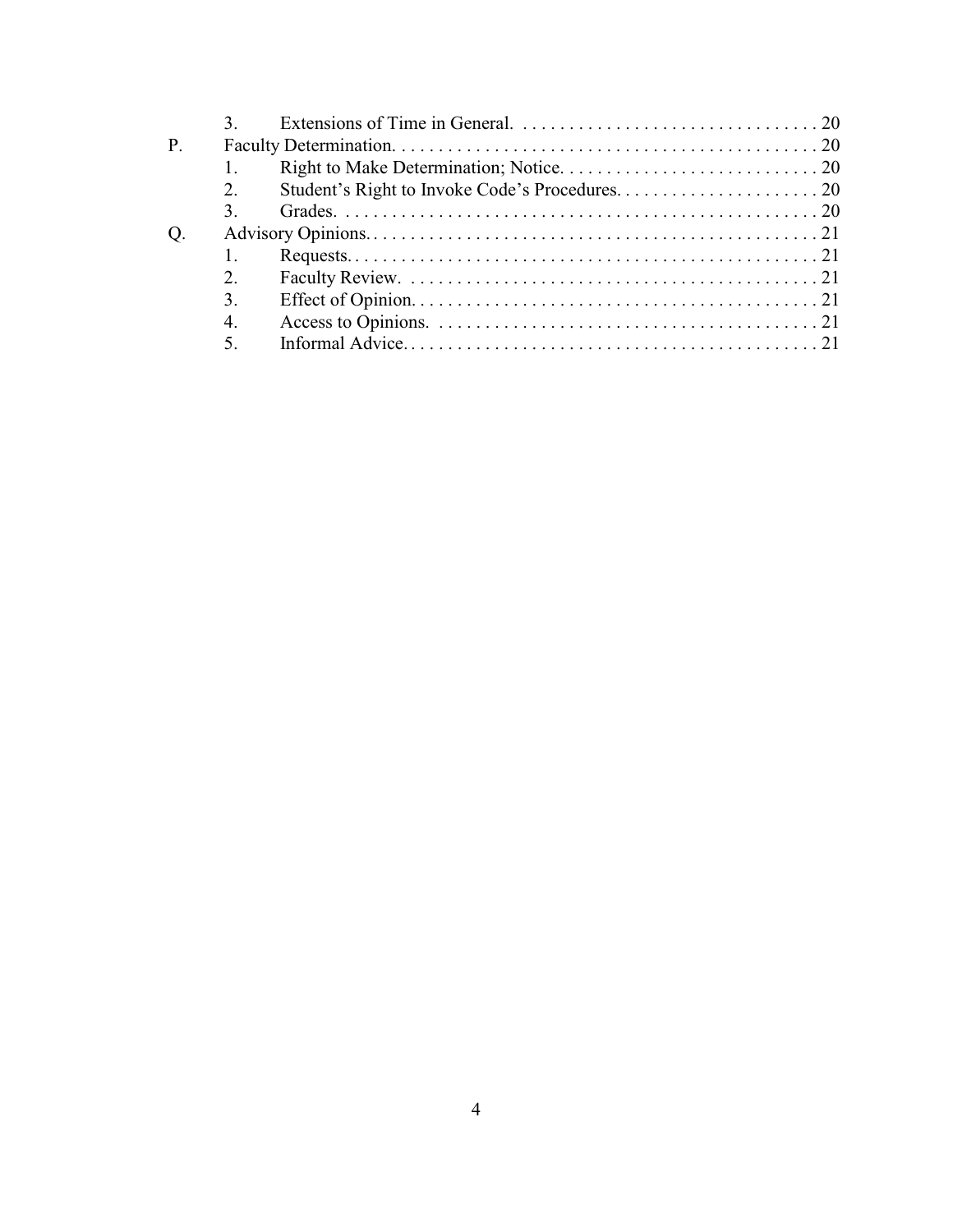- 3. Extensions of Time in General. . . . . 20

P. Faculty Determination. . . . . 20

- 1. Right to Make Determination; Notice. . . . . 20
- 2. Student's Right to Invoke Code's Procedures. . . . . 20
- 3. Grades. . . . . 20

Q. Advisory Opinions. . . . . 21

- 1. Requests. . . . . 21
- 2. Faculty Review. . . . . 21
- 3. Effect of Opinion. . . . . 21
- 4. Access to Opinions. . . . . 21
- 5. Informal Advice. . . . . 21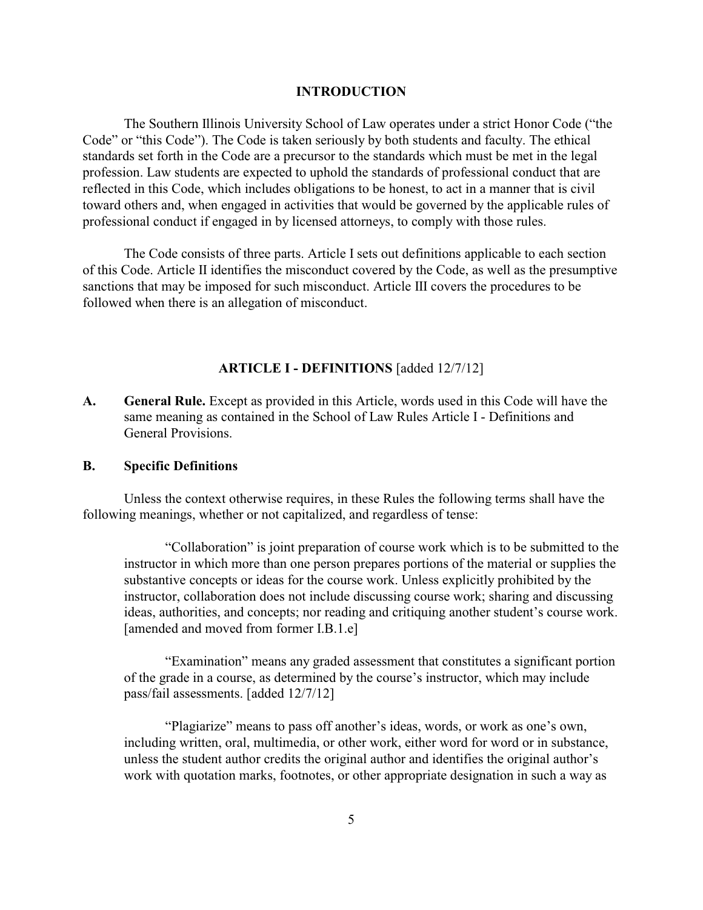## INTRODUCTION

The Southern Illinois University School of Law operates under a strict Honor Code ("the Code" or "this Code"). The Code is taken seriously by both students and faculty. The ethical standards set forth in the Code are a precursor to the standards which must be met in the legal profession. Law students are expected to uphold the standards of professional conduct that are reflected in this Code, which includes obligations to be honest, to act in a manner that is civil toward others and, when engaged in activities that would be governed by the applicable rules of professional conduct if engaged in by licensed attorneys, to comply with those rules.

The Code consists of three parts. Article I sets out definitions applicable to each section of this Code. Article II identifies the misconduct covered by the Code, as well as the presumptive sanctions that may be imposed for such misconduct. Article III covers the procedures to be followed when there is an allegation of misconduct.

## ARTICLE I - DEFINITIONS [added 12/7/12]

**A. General Rule.** Except as provided in this Article, words used in this Code will have the same meaning as contained in the School of Law Rules Article I - Definitions and General Provisions.

**B. Specific Definitions**

Unless the context otherwise requires, in these Rules the following terms shall have the following meanings, whether or not capitalized, and regardless of tense:

"Collaboration" is joint preparation of course work which is to be submitted to the instructor in which more than one person prepares portions of the material or supplies the substantive concepts or ideas for the course work. Unless explicitly prohibited by the instructor, collaboration does not include discussing course work; sharing and discussing ideas, authorities, and concepts; nor reading and critiquing another student's course work. [amended and moved from former I.B.1.e]

"Examination" means any graded assessment that constitutes a significant portion of the grade in a course, as determined by the course's instructor, which may include pass/fail assessments. [added 12/7/12]

"Plagiarize" means to pass off another's ideas, words, or work as one's own, including written, oral, multimedia, or other work, either word for word or in substance, unless the student author credits the original author and identifies the original author's work with quotation marks, footnotes, or other appropriate designation in such a way as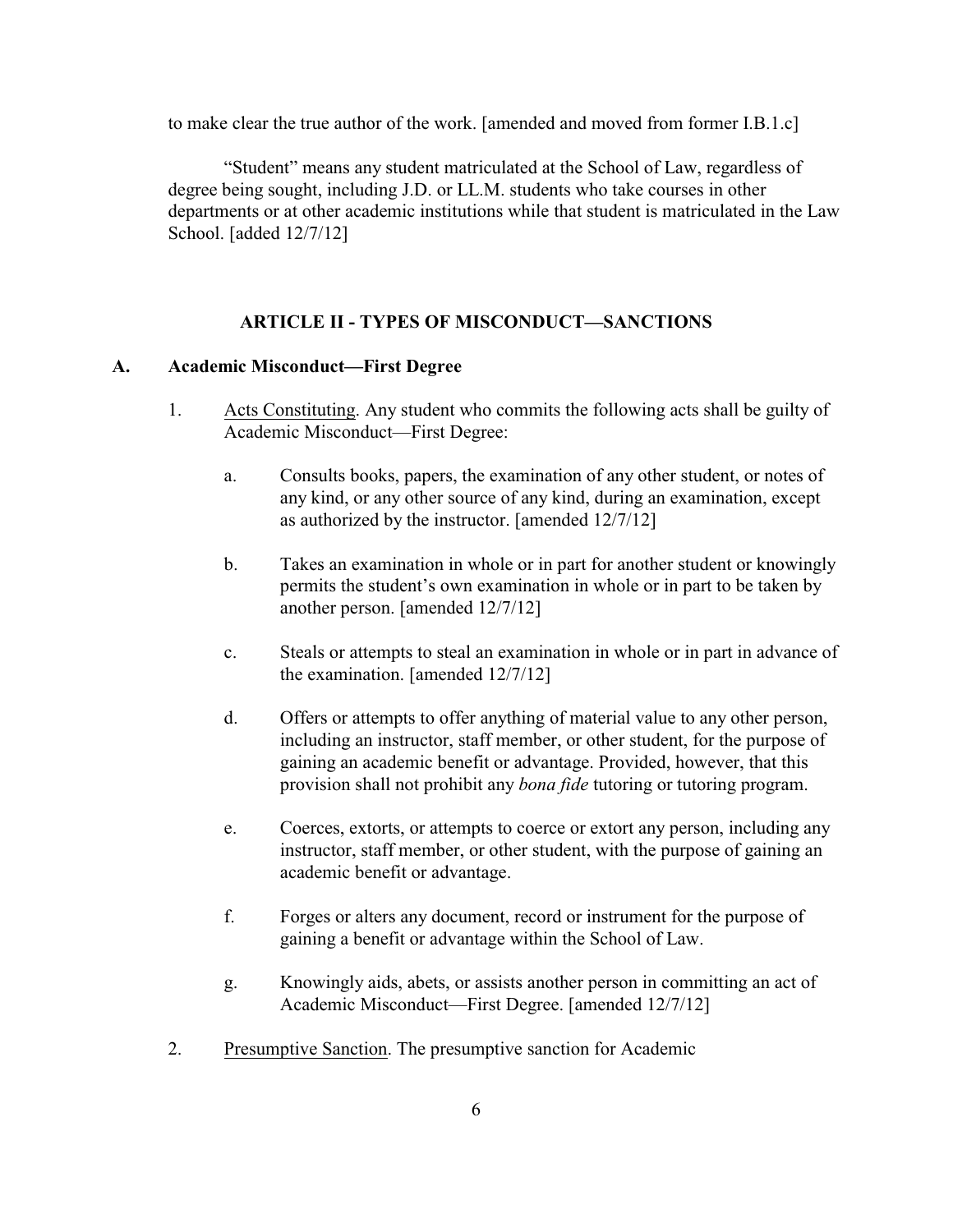to make clear the true author of the work. [amended and moved from former I.B.1.c]

"Student" means any student matriculated at the School of Law, regardless of degree being sought, including J.D. or LL.M. students who take courses in other departments or at other academic institutions while that student is matriculated in the Law School. [added 12/7/12]

## ARTICLE II - TYPES OF MISCONDUCT—SANCTIONS

### A. Academic Misconduct—First Degree

1. Acts Constituting. Any student who commits the following acts shall be guilty of Academic Misconduct—First Degree:

   a. Consults books, papers, the examination of any other student, or notes of any kind, or any other source of any kind, during an examination, except as authorized by the instructor. [amended 12/7/12]

   b. Takes an examination in whole or in part for another student or knowingly permits the student's own examination in whole or in part to be taken by another person. [amended 12/7/12]

   c. Steals or attempts to steal an examination in whole or in part in advance of the examination. [amended 12/7/12]

   d. Offers or attempts to offer anything of material value to any other person, including an instructor, staff member, or other student, for the purpose of gaining an academic benefit or advantage. Provided, however, that this provision shall not prohibit any *bona fide* tutoring or tutoring program.

   e. Coerces, extorts, or attempts to coerce or extort any person, including any instructor, staff member, or other student, with the purpose of gaining an academic benefit or advantage.

   f. Forges or alters any document, record or instrument for the purpose of gaining a benefit or advantage within the School of Law.

   g. Knowingly aids, abets, or assists another person in committing an act of Academic Misconduct—First Degree. [amended 12/7/12]

2. Presumptive Sanction. The presumptive sanction for Academic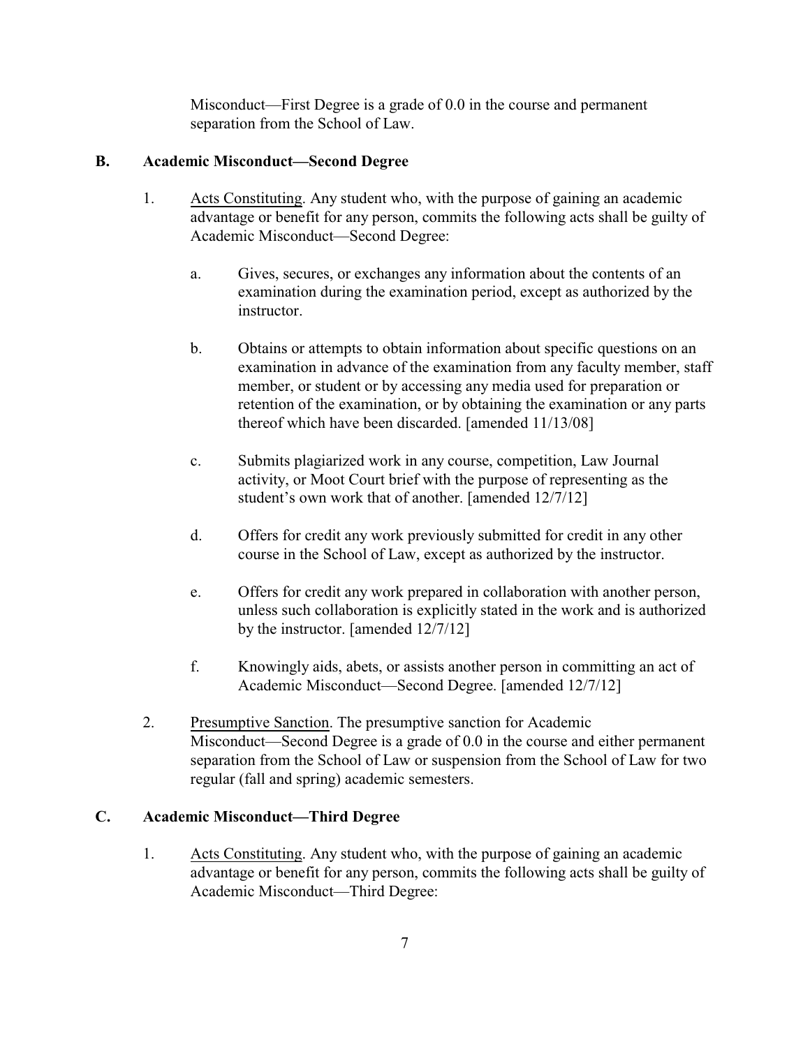Misconduct—First Degree is a grade of 0.0 in the course and permanent separation from the School of Law.

### B. Academic Misconduct—Second Degree

1. Acts Constituting. Any student who, with the purpose of gaining an academic advantage or benefit for any person, commits the following acts shall be guilty of Academic Misconduct—Second Degree:

   a. Gives, secures, or exchanges any information about the contents of an examination during the examination period, except as authorized by the instructor.

   b. Obtains or attempts to obtain information about specific questions on an examination in advance of the examination from any faculty member, staff member, or student or by accessing any media used for preparation or retention of the examination, or by obtaining the examination or any parts thereof which have been discarded. [amended 11/13/08]

   c. Submits plagiarized work in any course, competition, Law Journal activity, or Moot Court brief with the purpose of representing as the student's own work that of another. [amended 12/7/12]

   d. Offers for credit any work previously submitted for credit in any other course in the School of Law, except as authorized by the instructor.

   e. Offers for credit any work prepared in collaboration with another person, unless such collaboration is explicitly stated in the work and is authorized by the instructor. [amended 12/7/12]

   f. Knowingly aids, abets, or assists another person in committing an act of Academic Misconduct—Second Degree. [amended 12/7/12]

2. Presumptive Sanction. The presumptive sanction for Academic Misconduct—Second Degree is a grade of 0.0 in the course and either permanent separation from the School of Law or suspension from the School of Law for two regular (fall and spring) academic semesters.

### C. Academic Misconduct—Third Degree

1. Acts Constituting. Any student who, with the purpose of gaining an academic advantage or benefit for any person, commits the following acts shall be guilty of Academic Misconduct—Third Degree: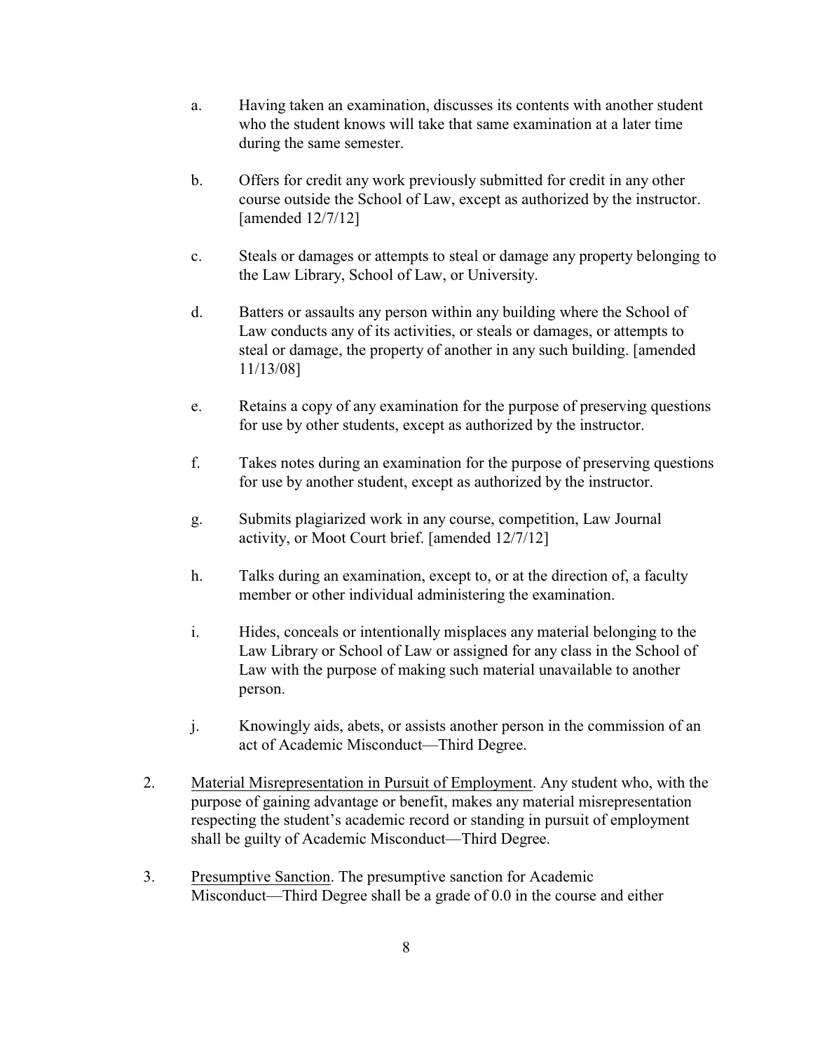a. Having taken an examination, discusses its contents with another student who the student knows will take that same examination at a later time during the same semester.

b. Offers for credit any work previously submitted for credit in any other course outside the School of Law, except as authorized by the instructor. [amended 12/7/12]

c. Steals or damages or attempts to steal or damage any property belonging to the Law Library, School of Law, or University.

d. Batters or assaults any person within any building where the School of Law conducts any of its activities, or steals or damages, or attempts to steal or damage, the property of another in any such building. [amended 11/13/08]

e. Retains a copy of any examination for the purpose of preserving questions for use by other students, except as authorized by the instructor.

f. Takes notes during an examination for the purpose of preserving questions for use by another student, except as authorized by the instructor.

g. Submits plagiarized work in any course, competition, Law Journal activity, or Moot Court brief. [amended 12/7/12]

h. Talks during an examination, except to, or at the direction of, a faculty member or other individual administering the examination.

i. Hides, conceals or intentionally misplaces any material belonging to the Law Library or School of Law or assigned for any class in the School of Law with the purpose of making such material unavailable to another person.

j. Knowingly aids, abets, or assists another person in the commission of an act of Academic Misconduct—Third Degree.

2. Material Misrepresentation in Pursuit of Employment. Any student who, with the purpose of gaining advantage or benefit, makes any material misrepresentation respecting the student's academic record or standing in pursuit of employment shall be guilty of Academic Misconduct—Third Degree.

3. Presumptive Sanction. The presumptive sanction for Academic Misconduct—Third Degree shall be a grade of 0.0 in the course and either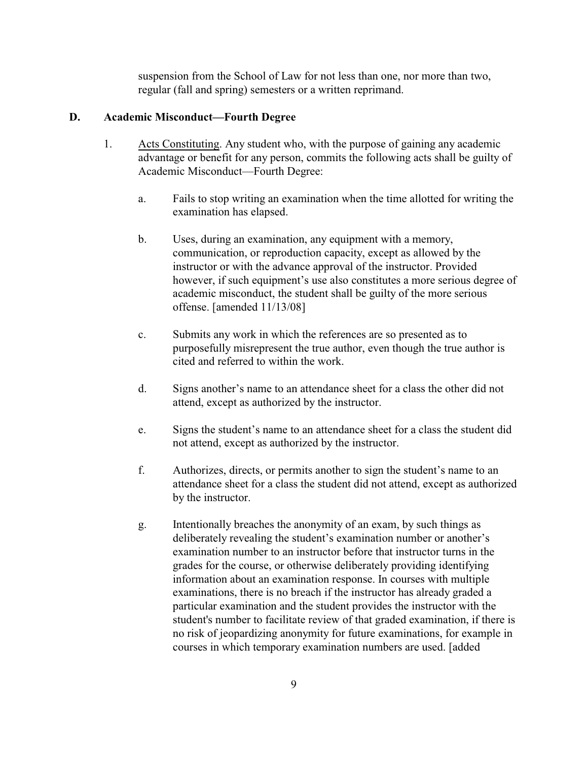suspension from the School of Law for not less than one, nor more than two, regular (fall and spring) semesters or a written reprimand.

### D. Academic Misconduct—Fourth Degree

1. Acts Constituting. Any student who, with the purpose of gaining any academic advantage or benefit for any person, commits the following acts shall be guilty of Academic Misconduct—Fourth Degree:

   a. Fails to stop writing an examination when the time allotted for writing the examination has elapsed.

   b. Uses, during an examination, any equipment with a memory, communication, or reproduction capacity, except as allowed by the instructor or with the advance approval of the instructor. Provided however, if such equipment's use also constitutes a more serious degree of academic misconduct, the student shall be guilty of the more serious offense. [amended 11/13/08]

   c. Submits any work in which the references are so presented as to purposefully misrepresent the true author, even though the true author is cited and referred to within the work.

   d. Signs another's name to an attendance sheet for a class the other did not attend, except as authorized by the instructor.

   e. Signs the student's name to an attendance sheet for a class the student did not attend, except as authorized by the instructor.

   f. Authorizes, directs, or permits another to sign the student's name to an attendance sheet for a class the student did not attend, except as authorized by the instructor.

   g. Intentionally breaches the anonymity of an exam, by such things as deliberately revealing the student's examination number or another's examination number to an instructor before that instructor turns in the grades for the course, or otherwise deliberately providing identifying information about an examination response. In courses with multiple examinations, there is no breach if the instructor has already graded a particular examination and the student provides the instructor with the student's number to facilitate review of that graded examination, if there is no risk of jeopardizing anonymity for future examinations, for example in courses in which temporary examination numbers are used. [added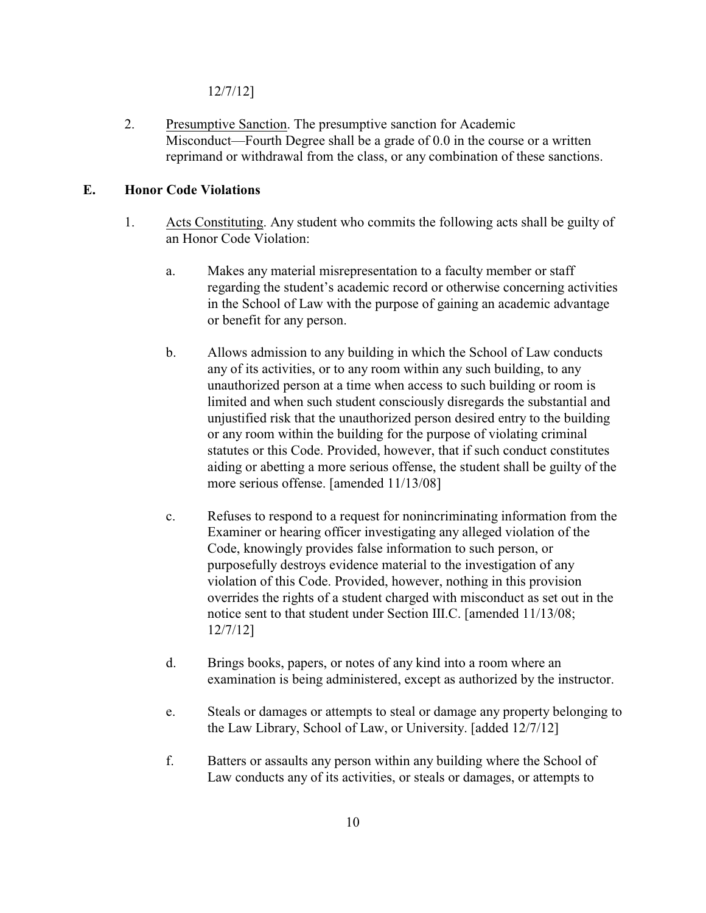12/7/12]

2. Presumptive Sanction. The presumptive sanction for Academic Misconduct—Fourth Degree shall be a grade of 0.0 in the course or a written reprimand or withdrawal from the class, or any combination of these sanctions.

## E. Honor Code Violations

1. Acts Constituting. Any student who commits the following acts shall be guilty of an Honor Code Violation:

   a. Makes any material misrepresentation to a faculty member or staff regarding the student's academic record or otherwise concerning activities in the School of Law with the purpose of gaining an academic advantage or benefit for any person.

   b. Allows admission to any building in which the School of Law conducts any of its activities, or to any room within any such building, to any unauthorized person at a time when access to such building or room is limited and when such student consciously disregards the substantial and unjustified risk that the unauthorized person desired entry to the building or any room within the building for the purpose of violating criminal statutes or this Code. Provided, however, that if such conduct constitutes aiding or abetting a more serious offense, the student shall be guilty of the more serious offense. [amended 11/13/08]

   c. Refuses to respond to a request for nonincriminating information from the Examiner or hearing officer investigating any alleged violation of the Code, knowingly provides false information to such person, or purposefully destroys evidence material to the investigation of any violation of this Code. Provided, however, nothing in this provision overrides the rights of a student charged with misconduct as set out in the notice sent to that student under Section III.C. [amended 11/13/08; 12/7/12]

   d. Brings books, papers, or notes of any kind into a room where an examination is being administered, except as authorized by the instructor.

   e. Steals or damages or attempts to steal or damage any property belonging to the Law Library, School of Law, or University. [added 12/7/12]

   f. Batters or assaults any person within any building where the School of Law conducts any of its activities, or steals or damages, or attempts to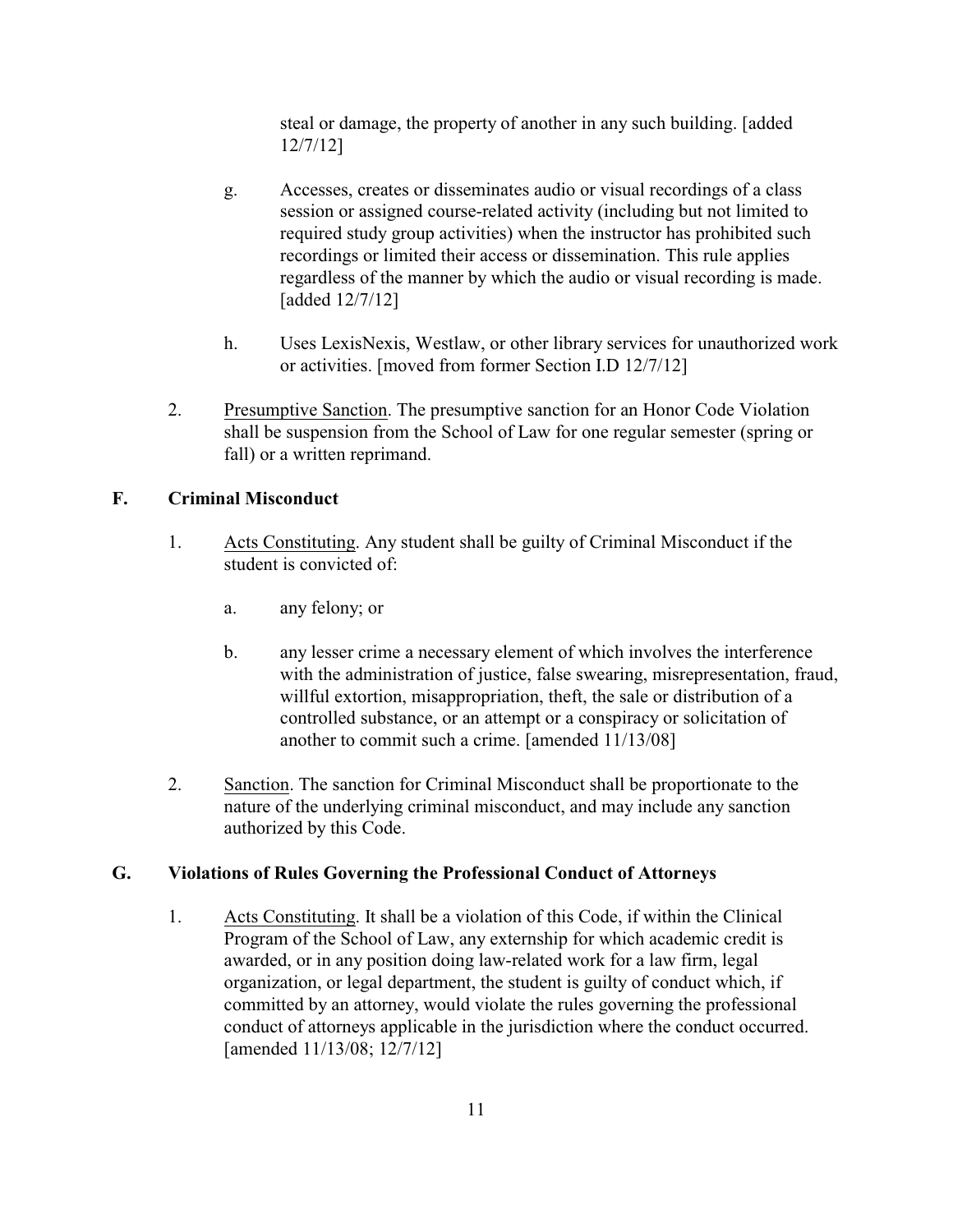steal or damage, the property of another in any such building. [added 12/7/12]

g. Accesses, creates or disseminates audio or visual recordings of a class session or assigned course-related activity (including but not limited to required study group activities) when the instructor has prohibited such recordings or limited their access or dissemination. This rule applies regardless of the manner by which the audio or visual recording is made. [added 12/7/12]

h. Uses LexisNexis, Westlaw, or other library services for unauthorized work or activities. [moved from former Section I.D 12/7/12]

2. Presumptive Sanction. The presumptive sanction for an Honor Code Violation shall be suspension from the School of Law for one regular semester (spring or fall) or a written reprimand.

## F. Criminal Misconduct

1. Acts Constituting. Any student shall be guilty of Criminal Misconduct if the student is convicted of:

   a. any felony; or

   b. any lesser crime a necessary element of which involves the interference with the administration of justice, false swearing, misrepresentation, fraud, willful extortion, misappropriation, theft, the sale or distribution of a controlled substance, or an attempt or a conspiracy or solicitation of another to commit such a crime. [amended 11/13/08]

2. Sanction. The sanction for Criminal Misconduct shall be proportionate to the nature of the underlying criminal misconduct, and may include any sanction authorized by this Code.

## G. Violations of Rules Governing the Professional Conduct of Attorneys

1. Acts Constituting. It shall be a violation of this Code, if within the Clinical Program of the School of Law, any externship for which academic credit is awarded, or in any position doing law-related work for a law firm, legal organization, or legal department, the student is guilty of conduct which, if committed by an attorney, would violate the rules governing the professional conduct of attorneys applicable in the jurisdiction where the conduct occurred. [amended 11/13/08; 12/7/12]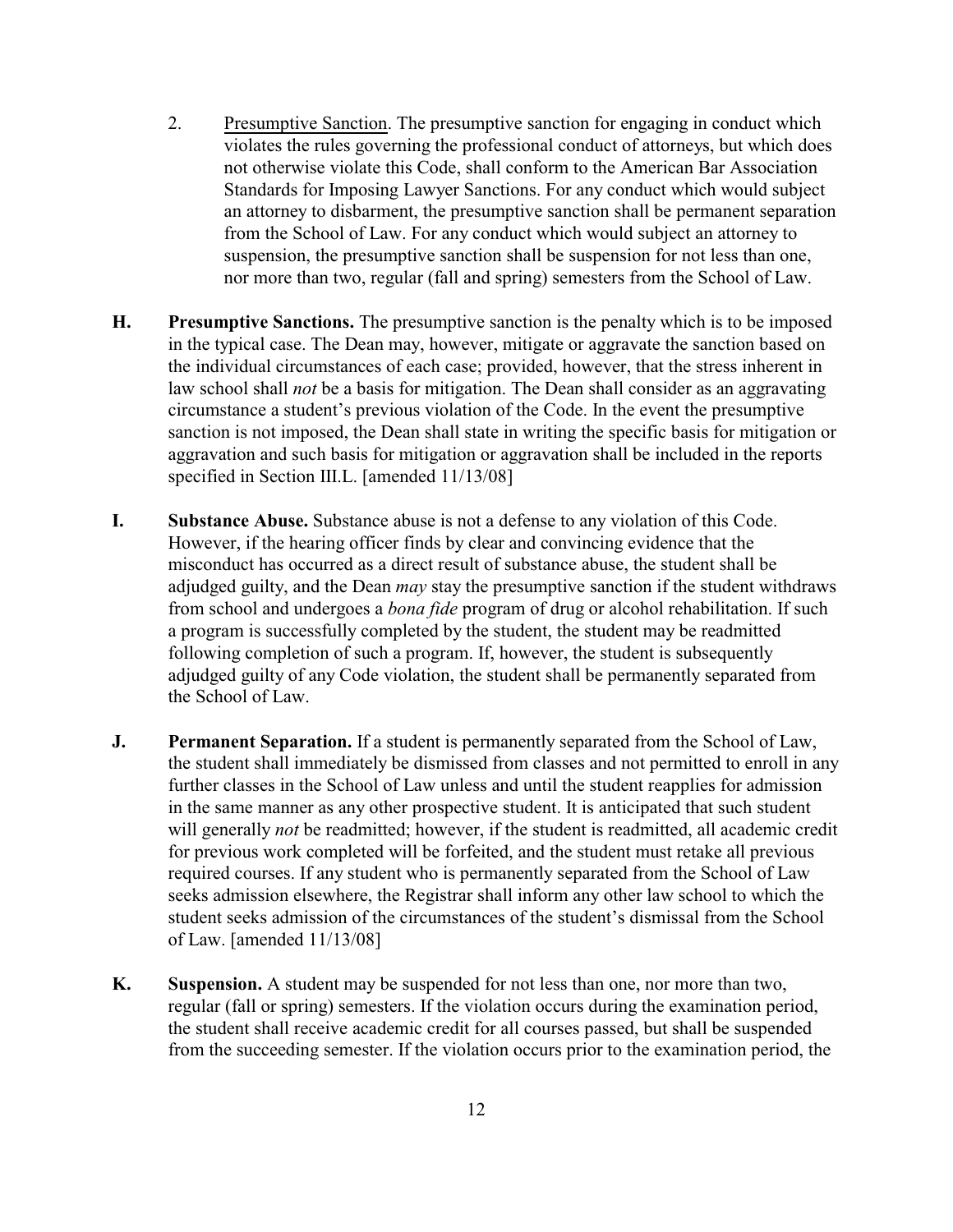2. Presumptive Sanction. The presumptive sanction for engaging in conduct which violates the rules governing the professional conduct of attorneys, but which does not otherwise violate this Code, shall conform to the American Bar Association Standards for Imposing Lawyer Sanctions. For any conduct which would subject an attorney to disbarment, the presumptive sanction shall be permanent separation from the School of Law. For any conduct which would subject an attorney to suspension, the presumptive sanction shall be suspension for not less than one, nor more than two, regular (fall and spring) semesters from the School of Law.

**H. Presumptive Sanctions.** The presumptive sanction is the penalty which is to be imposed in the typical case. The Dean may, however, mitigate or aggravate the sanction based on the individual circumstances of each case; provided, however, that the stress inherent in law school shall *not* be a basis for mitigation. The Dean shall consider as an aggravating circumstance a student's previous violation of the Code. In the event the presumptive sanction is not imposed, the Dean shall state in writing the specific basis for mitigation or aggravation and such basis for mitigation or aggravation shall be included in the reports specified in Section III.L. [amended 11/13/08]

**I. Substance Abuse.** Substance abuse is not a defense to any violation of this Code. However, if the hearing officer finds by clear and convincing evidence that the misconduct has occurred as a direct result of substance abuse, the student shall be adjudged guilty, and the Dean *may* stay the presumptive sanction if the student withdraws from school and undergoes a *bona fide* program of drug or alcohol rehabilitation. If such a program is successfully completed by the student, the student may be readmitted following completion of such a program. If, however, the student is subsequently adjudged guilty of any Code violation, the student shall be permanently separated from the School of Law.

**J. Permanent Separation.** If a student is permanently separated from the School of Law, the student shall immediately be dismissed from classes and not permitted to enroll in any further classes in the School of Law unless and until the student reapplies for admission in the same manner as any other prospective student. It is anticipated that such student will generally *not* be readmitted; however, if the student is readmitted, all academic credit for previous work completed will be forfeited, and the student must retake all previous required courses. If any student who is permanently separated from the School of Law seeks admission elsewhere, the Registrar shall inform any other law school to which the student seeks admission of the circumstances of the student's dismissal from the School of Law. [amended 11/13/08]

**K. Suspension.** A student may be suspended for not less than one, nor more than two, regular (fall or spring) semesters. If the violation occurs during the examination period, the student shall receive academic credit for all courses passed, but shall be suspended from the succeeding semester. If the violation occurs prior to the examination period, the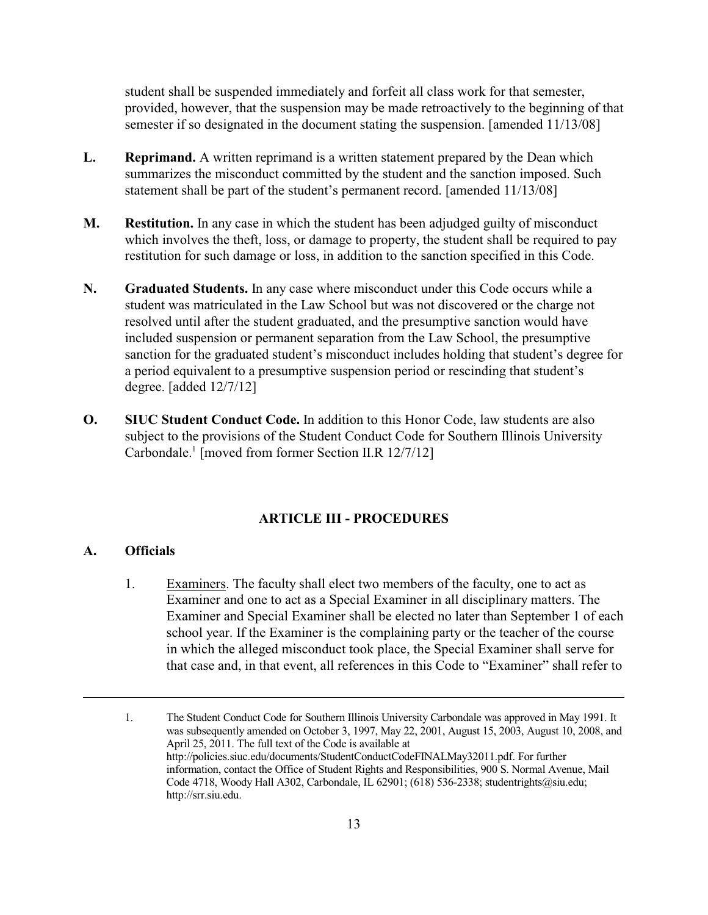student shall be suspended immediately and forfeit all class work for that semester, provided, however, that the suspension may be made retroactively to the beginning of that semester if so designated in the document stating the suspension. [amended 11/13/08]

**L. Reprimand.** A written reprimand is a written statement prepared by the Dean which summarizes the misconduct committed by the student and the sanction imposed. Such statement shall be part of the student's permanent record. [amended 11/13/08]

**M. Restitution.** In any case in which the student has been adjudged guilty of misconduct which involves the theft, loss, or damage to property, the student shall be required to pay restitution for such damage or loss, in addition to the sanction specified in this Code.

**N. Graduated Students.** In any case where misconduct under this Code occurs while a student was matriculated in the Law School but was not discovered or the charge not resolved until after the student graduated, and the presumptive sanction would have included suspension or permanent separation from the Law School, the presumptive sanction for the graduated student's misconduct includes holding that student's degree for a period equivalent to a presumptive suspension period or rescinding that student's degree. [added 12/7/12]

**O. SIUC Student Conduct Code.** In addition to this Honor Code, law students are also subject to the provisions of the Student Conduct Code for Southern Illinois University Carbondale.[1] [moved from former Section II.R 12/7/12]

## ARTICLE III - PROCEDURES

### A. Officials

1. Examiners. The faculty shall elect two members of the faculty, one to act as Examiner and one to act as a Special Examiner in all disciplinary matters. The Examiner and Special Examiner shall be elected no later than September 1 of each school year. If the Examiner is the complaining party or the teacher of the course in which the alleged misconduct took place, the Special Examiner shall serve for that case and, in that event, all references in this Code to "Examiner" shall refer to

---

1. The Student Conduct Code for Southern Illinois University Carbondale was approved in May 1991. It was subsequently amended on October 3, 1997, May 22, 2001, August 15, 2003, August 10, 2008, and April 25, 2011. The full text of the Code is available at http://policies.siuc.edu/documents/StudentConductCodeFINALMay32011.pdf. For further information, contact the Office of Student Rights and Responsibilities, 900 S. Normal Avenue, Mail Code 4718, Woody Hall A302, Carbondale, IL 62901; (618) 536-2338; studentrights@siu.edu; http://srr.siu.edu.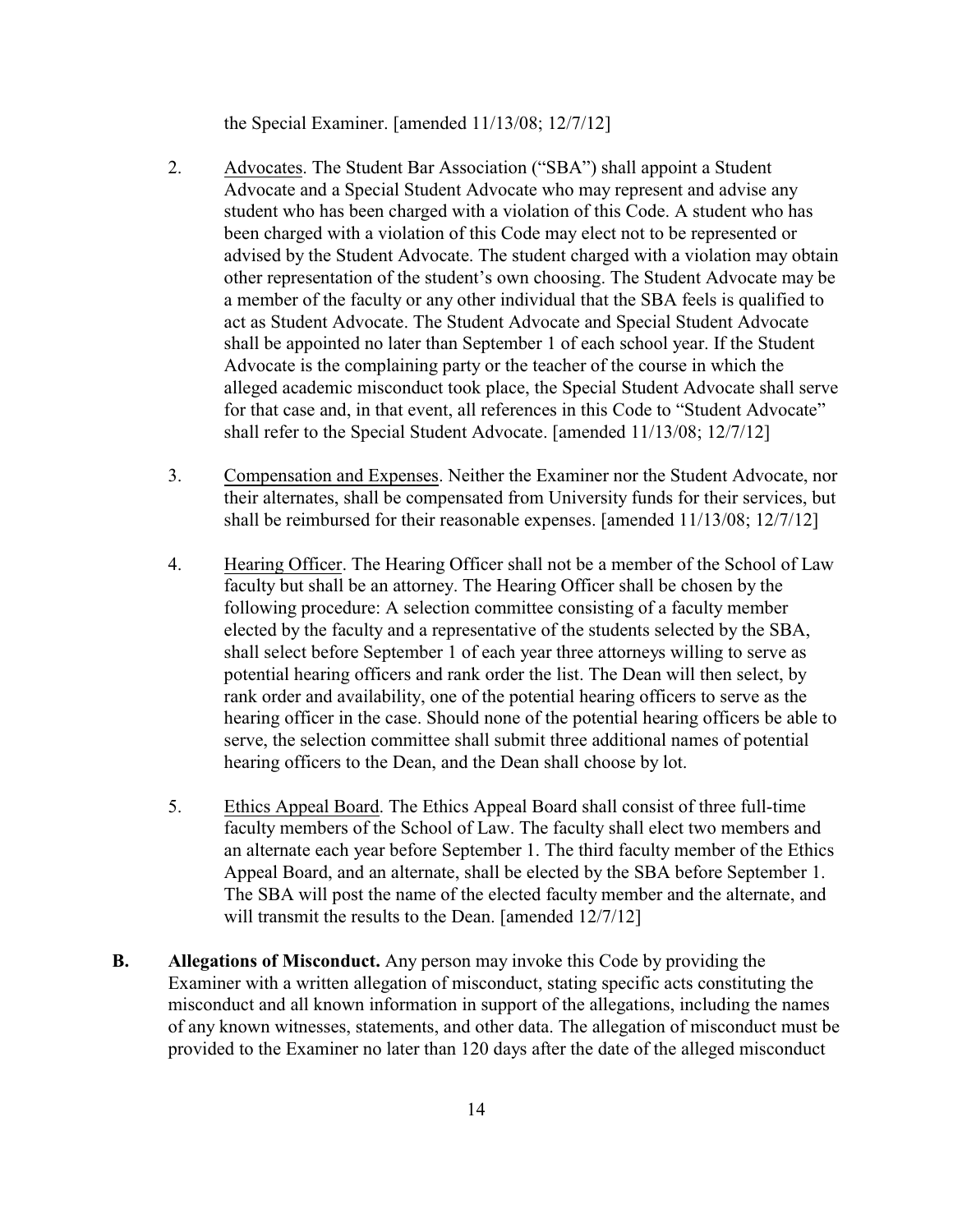the Special Examiner. [amended 11/13/08; 12/7/12]

2. Advocates. The Student Bar Association ("SBA") shall appoint a Student Advocate and a Special Student Advocate who may represent and advise any student who has been charged with a violation of this Code. A student who has been charged with a violation of this Code may elect not to be represented or advised by the Student Advocate. The student charged with a violation may obtain other representation of the student's own choosing. The Student Advocate may be a member of the faculty or any other individual that the SBA feels is qualified to act as Student Advocate. The Student Advocate and Special Student Advocate shall be appointed no later than September 1 of each school year. If the Student Advocate is the complaining party or the teacher of the course in which the alleged academic misconduct took place, the Special Student Advocate shall serve for that case and, in that event, all references in this Code to "Student Advocate" shall refer to the Special Student Advocate. [amended 11/13/08; 12/7/12]

3. Compensation and Expenses. Neither the Examiner nor the Student Advocate, nor their alternates, shall be compensated from University funds for their services, but shall be reimbursed for their reasonable expenses. [amended 11/13/08; 12/7/12]

4. Hearing Officer. The Hearing Officer shall not be a member of the School of Law faculty but shall be an attorney. The Hearing Officer shall be chosen by the following procedure: A selection committee consisting of a faculty member elected by the faculty and a representative of the students selected by the SBA, shall select before September 1 of each year three attorneys willing to serve as potential hearing officers and rank order the list. The Dean will then select, by rank order and availability, one of the potential hearing officers to serve as the hearing officer in the case. Should none of the potential hearing officers be able to serve, the selection committee shall submit three additional names of potential hearing officers to the Dean, and the Dean shall choose by lot.

5. Ethics Appeal Board. The Ethics Appeal Board shall consist of three full-time faculty members of the School of Law. The faculty shall elect two members and an alternate each year before September 1. The third faculty member of the Ethics Appeal Board, and an alternate, shall be elected by the SBA before September 1. The SBA will post the name of the elected faculty member and the alternate, and will transmit the results to the Dean. [amended 12/7/12]

**B. Allegations of Misconduct.** Any person may invoke this Code by providing the Examiner with a written allegation of misconduct, stating specific acts constituting the misconduct and all known information in support of the allegations, including the names of any known witnesses, statements, and other data. The allegation of misconduct must be provided to the Examiner no later than 120 days after the date of the alleged misconduct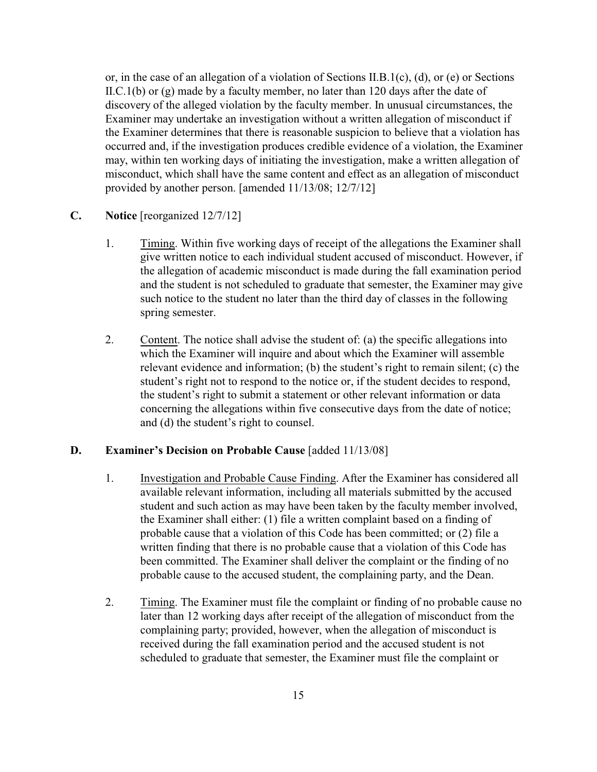or, in the case of an allegation of a violation of Sections II.B.1(c), (d), or (e) or Sections II.C.1(b) or (g) made by a faculty member, no later than 120 days after the date of discovery of the alleged violation by the faculty member. In unusual circumstances, the Examiner may undertake an investigation without a written allegation of misconduct if the Examiner determines that there is reasonable suspicion to believe that a violation has occurred and, if the investigation produces credible evidence of a violation, the Examiner may, within ten working days of initiating the investigation, make a written allegation of misconduct, which shall have the same content and effect as an allegation of misconduct provided by another person. [amended 11/13/08; 12/7/12]

**C. Notice** [reorganized 12/7/12]

1. Timing. Within five working days of receipt of the allegations the Examiner shall give written notice to each individual student accused of misconduct. However, if the allegation of academic misconduct is made during the fall examination period and the student is not scheduled to graduate that semester, the Examiner may give such notice to the student no later than the third day of classes in the following spring semester.

2. Content. The notice shall advise the student of: (a) the specific allegations into which the Examiner will inquire and about which the Examiner will assemble relevant evidence and information; (b) the student's right to remain silent; (c) the student's right not to respond to the notice or, if the student decides to respond, the student's right to submit a statement or other relevant information or data concerning the allegations within five consecutive days from the date of notice; and (d) the student's right to counsel.

**D. Examiner's Decision on Probable Cause** [added 11/13/08]

1. Investigation and Probable Cause Finding. After the Examiner has considered all available relevant information, including all materials submitted by the accused student and such action as may have been taken by the faculty member involved, the Examiner shall either: (1) file a written complaint based on a finding of probable cause that a violation of this Code has been committed; or (2) file a written finding that there is no probable cause that a violation of this Code has been committed. The Examiner shall deliver the complaint or the finding of no probable cause to the accused student, the complaining party, and the Dean.

2. Timing. The Examiner must file the complaint or finding of no probable cause no later than 12 working days after receipt of the allegation of misconduct from the complaining party; provided, however, when the allegation of misconduct is received during the fall examination period and the accused student is not scheduled to graduate that semester, the Examiner must file the complaint or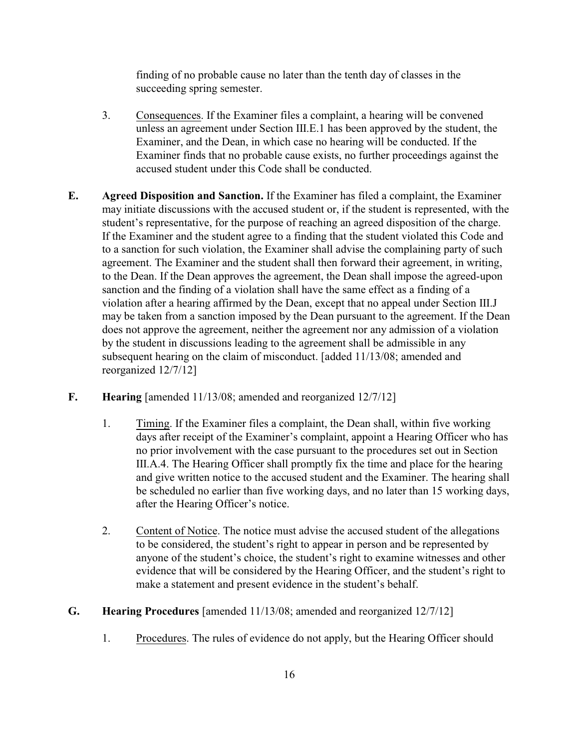finding of no probable cause no later than the tenth day of classes in the succeeding spring semester.

3. Consequences. If the Examiner files a complaint, a hearing will be convened unless an agreement under Section III.E.1 has been approved by the student, the Examiner, and the Dean, in which case no hearing will be conducted. If the Examiner finds that no probable cause exists, no further proceedings against the accused student under this Code shall be conducted.

**E. Agreed Disposition and Sanction.** If the Examiner has filed a complaint, the Examiner may initiate discussions with the accused student or, if the student is represented, with the student's representative, for the purpose of reaching an agreed disposition of the charge. If the Examiner and the student agree to a finding that the student violated this Code and to a sanction for such violation, the Examiner shall advise the complaining party of such agreement. The Examiner and the student shall then forward their agreement, in writing, to the Dean. If the Dean approves the agreement, the Dean shall impose the agreed-upon sanction and the finding of a violation shall have the same effect as a finding of a violation after a hearing affirmed by the Dean, except that no appeal under Section III.J may be taken from a sanction imposed by the Dean pursuant to the agreement. If the Dean does not approve the agreement, neither the agreement nor any admission of a violation by the student in discussions leading to the agreement shall be admissible in any subsequent hearing on the claim of misconduct. [added 11/13/08; amended and reorganized 12/7/12]

**F. Hearing** [amended 11/13/08; amended and reorganized 12/7/12]

1. Timing. If the Examiner files a complaint, the Dean shall, within five working days after receipt of the Examiner's complaint, appoint a Hearing Officer who has no prior involvement with the case pursuant to the procedures set out in Section III.A.4. The Hearing Officer shall promptly fix the time and place for the hearing and give written notice to the accused student and the Examiner. The hearing shall be scheduled no earlier than five working days, and no later than 15 working days, after the Hearing Officer's notice.

2. Content of Notice. The notice must advise the accused student of the allegations to be considered, the student's right to appear in person and be represented by anyone of the student's choice, the student's right to examine witnesses and other evidence that will be considered by the Hearing Officer, and the student's right to make a statement and present evidence in the student's behalf.

**G. Hearing Procedures** [amended 11/13/08; amended and reorganized 12/7/12]

1. Procedures. The rules of evidence do not apply, but the Hearing Officer should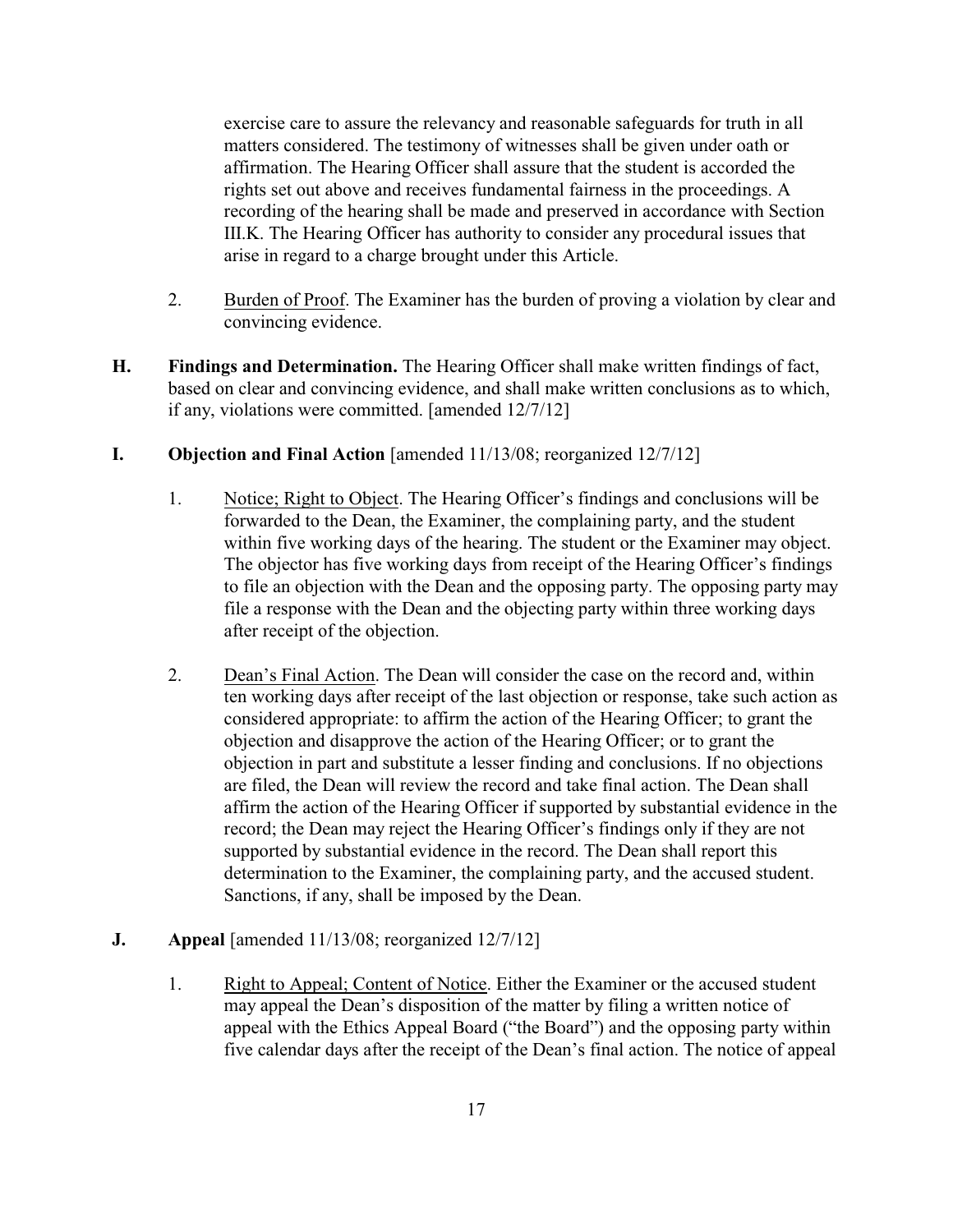exercise care to assure the relevancy and reasonable safeguards for truth in all matters considered. The testimony of witnesses shall be given under oath or affirmation. The Hearing Officer shall assure that the student is accorded the rights set out above and receives fundamental fairness in the proceedings. A recording of the hearing shall be made and preserved in accordance with Section III.K. The Hearing Officer has authority to consider any procedural issues that arise in regard to a charge brought under this Article.

2. Burden of Proof. The Examiner has the burden of proving a violation by clear and convincing evidence.

**H. Findings and Determination.** The Hearing Officer shall make written findings of fact, based on clear and convincing evidence, and shall make written conclusions as to which, if any, violations were committed. [amended 12/7/12]

**I. Objection and Final Action** [amended 11/13/08; reorganized 12/7/12]

1. Notice; Right to Object. The Hearing Officer's findings and conclusions will be forwarded to the Dean, the Examiner, the complaining party, and the student within five working days of the hearing. The student or the Examiner may object. The objector has five working days from receipt of the Hearing Officer's findings to file an objection with the Dean and the opposing party. The opposing party may file a response with the Dean and the objecting party within three working days after receipt of the objection.

2. Dean's Final Action. The Dean will consider the case on the record and, within ten working days after receipt of the last objection or response, take such action as considered appropriate: to affirm the action of the Hearing Officer; to grant the objection and disapprove the action of the Hearing Officer; or to grant the objection in part and substitute a lesser finding and conclusions. If no objections are filed, the Dean will review the record and take final action. The Dean shall affirm the action of the Hearing Officer if supported by substantial evidence in the record; the Dean may reject the Hearing Officer's findings only if they are not supported by substantial evidence in the record. The Dean shall report this determination to the Examiner, the complaining party, and the accused student. Sanctions, if any, shall be imposed by the Dean.

**J. Appeal** [amended 11/13/08; reorganized 12/7/12]

1. Right to Appeal; Content of Notice. Either the Examiner or the accused student may appeal the Dean's disposition of the matter by filing a written notice of appeal with the Ethics Appeal Board ("the Board") and the opposing party within five calendar days after the receipt of the Dean's final action. The notice of appeal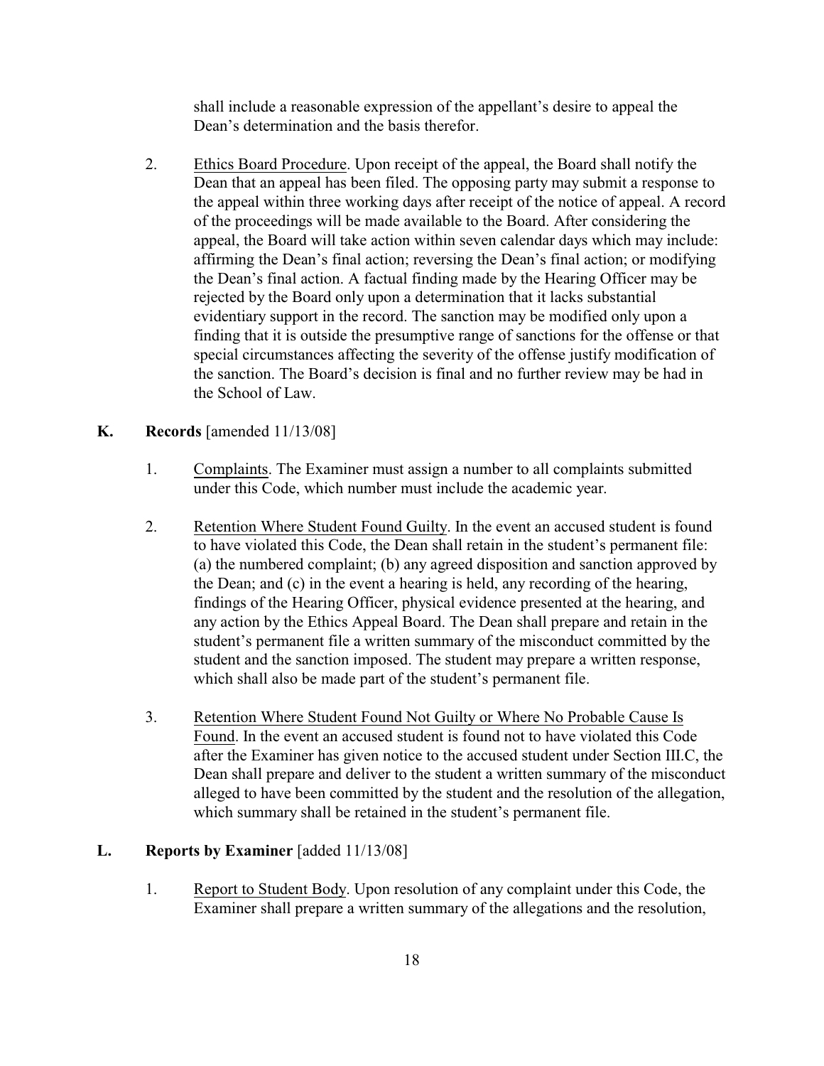shall include a reasonable expression of the appellant's desire to appeal the Dean's determination and the basis therefor.

2. Ethics Board Procedure. Upon receipt of the appeal, the Board shall notify the Dean that an appeal has been filed. The opposing party may submit a response to the appeal within three working days after receipt of the notice of appeal. A record of the proceedings will be made available to the Board. After considering the appeal, the Board will take action within seven calendar days which may include: affirming the Dean's final action; reversing the Dean's final action; or modifying the Dean's final action. A factual finding made by the Hearing Officer may be rejected by the Board only upon a determination that it lacks substantial evidentiary support in the record. The sanction may be modified only upon a finding that it is outside the presumptive range of sanctions for the offense or that special circumstances affecting the severity of the offense justify modification of the sanction. The Board's decision is final and no further review may be had in the School of Law.

**K. Records** [amended 11/13/08]

1. Complaints. The Examiner must assign a number to all complaints submitted under this Code, which number must include the academic year.

2. Retention Where Student Found Guilty. In the event an accused student is found to have violated this Code, the Dean shall retain in the student's permanent file: (a) the numbered complaint; (b) any agreed disposition and sanction approved by the Dean; and (c) in the event a hearing is held, any recording of the hearing, findings of the Hearing Officer, physical evidence presented at the hearing, and any action by the Ethics Appeal Board. The Dean shall prepare and retain in the student's permanent file a written summary of the misconduct committed by the student and the sanction imposed. The student may prepare a written response, which shall also be made part of the student's permanent file.

3. Retention Where Student Found Not Guilty or Where No Probable Cause Is Found. In the event an accused student is found not to have violated this Code after the Examiner has given notice to the accused student under Section III.C, the Dean shall prepare and deliver to the student a written summary of the misconduct alleged to have been committed by the student and the resolution of the allegation, which summary shall be retained in the student's permanent file.

**L. Reports by Examiner** [added 11/13/08]

1. Report to Student Body. Upon resolution of any complaint under this Code, the Examiner shall prepare a written summary of the allegations and the resolution,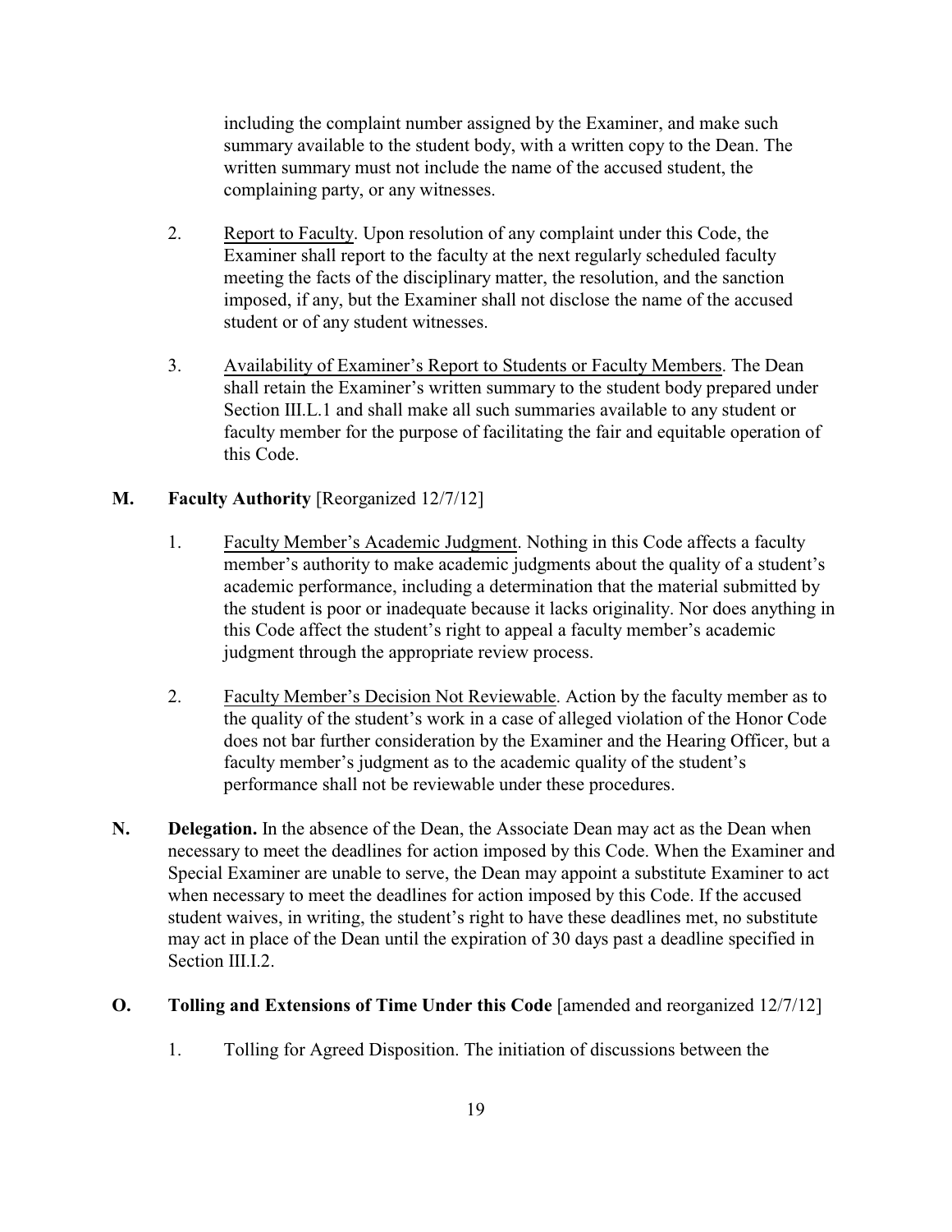including the complaint number assigned by the Examiner, and make such summary available to the student body, with a written copy to the Dean. The written summary must not include the name of the accused student, the complaining party, or any witnesses.

2. Report to Faculty. Upon resolution of any complaint under this Code, the Examiner shall report to the faculty at the next regularly scheduled faculty meeting the facts of the disciplinary matter, the resolution, and the sanction imposed, if any, but the Examiner shall not disclose the name of the accused student or of any student witnesses.

3. Availability of Examiner's Report to Students or Faculty Members. The Dean shall retain the Examiner's written summary to the student body prepared under Section III.L.1 and shall make all such summaries available to any student or faculty member for the purpose of facilitating the fair and equitable operation of this Code.

**M. Faculty Authority** [Reorganized 12/7/12]

1. Faculty Member's Academic Judgment. Nothing in this Code affects a faculty member's authority to make academic judgments about the quality of a student's academic performance, including a determination that the material submitted by the student is poor or inadequate because it lacks originality. Nor does anything in this Code affect the student's right to appeal a faculty member's academic judgment through the appropriate review process.

2. Faculty Member's Decision Not Reviewable. Action by the faculty member as to the quality of the student's work in a case of alleged violation of the Honor Code does not bar further consideration by the Examiner and the Hearing Officer, but a faculty member's judgment as to the academic quality of the student's performance shall not be reviewable under these procedures.

**N. Delegation.** In the absence of the Dean, the Associate Dean may act as the Dean when necessary to meet the deadlines for action imposed by this Code. When the Examiner and Special Examiner are unable to serve, the Dean may appoint a substitute Examiner to act when necessary to meet the deadlines for action imposed by this Code. If the accused student waives, in writing, the student's right to have these deadlines met, no substitute may act in place of the Dean until the expiration of 30 days past a deadline specified in Section III.I.2.

**O. Tolling and Extensions of Time Under this Code** [amended and reorganized 12/7/12]

1. Tolling for Agreed Disposition. The initiation of discussions between the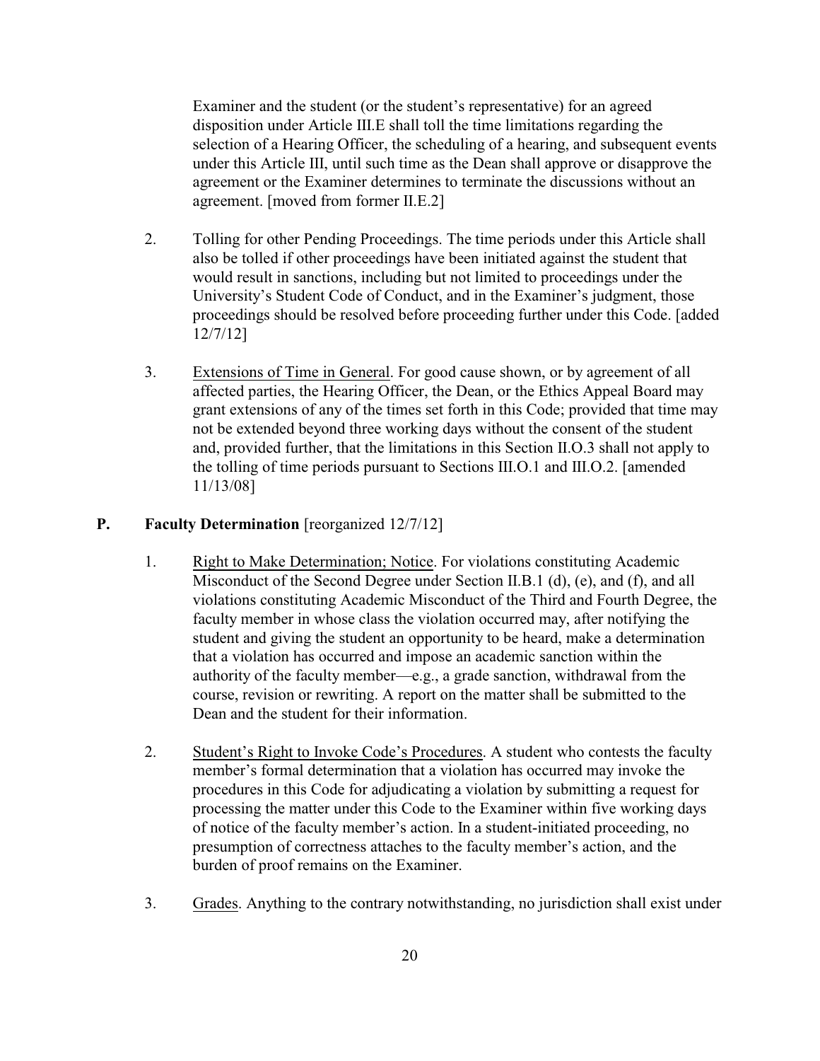Examiner and the student (or the student's representative) for an agreed disposition under Article III.E shall toll the time limitations regarding the selection of a Hearing Officer, the scheduling of a hearing, and subsequent events under this Article III, until such time as the Dean shall approve or disapprove the agreement or the Examiner determines to terminate the discussions without an agreement. [moved from former II.E.2]

2. Tolling for other Pending Proceedings. The time periods under this Article shall also be tolled if other proceedings have been initiated against the student that would result in sanctions, including but not limited to proceedings under the University's Student Code of Conduct, and in the Examiner's judgment, those proceedings should be resolved before proceeding further under this Code. [added 12/7/12]

3. Extensions of Time in General. For good cause shown, or by agreement of all affected parties, the Hearing Officer, the Dean, or the Ethics Appeal Board may grant extensions of any of the times set forth in this Code; provided that time may not be extended beyond three working days without the consent of the student and, provided further, that the limitations in this Section II.O.3 shall not apply to the tolling of time periods pursuant to Sections III.O.1 and III.O.2. [amended 11/13/08]

**P. Faculty Determination** [reorganized 12/7/12]

1. Right to Make Determination; Notice. For violations constituting Academic Misconduct of the Second Degree under Section II.B.1 (d), (e), and (f), and all violations constituting Academic Misconduct of the Third and Fourth Degree, the faculty member in whose class the violation occurred may, after notifying the student and giving the student an opportunity to be heard, make a determination that a violation has occurred and impose an academic sanction within the authority of the faculty member—e.g., a grade sanction, withdrawal from the course, revision or rewriting. A report on the matter shall be submitted to the Dean and the student for their information.

2. Student's Right to Invoke Code's Procedures. A student who contests the faculty member's formal determination that a violation has occurred may invoke the procedures in this Code for adjudicating a violation by submitting a request for processing the matter under this Code to the Examiner within five working days of notice of the faculty member's action. In a student-initiated proceeding, no presumption of correctness attaches to the faculty member's action, and the burden of proof remains on the Examiner.

3. Grades. Anything to the contrary notwithstanding, no jurisdiction shall exist under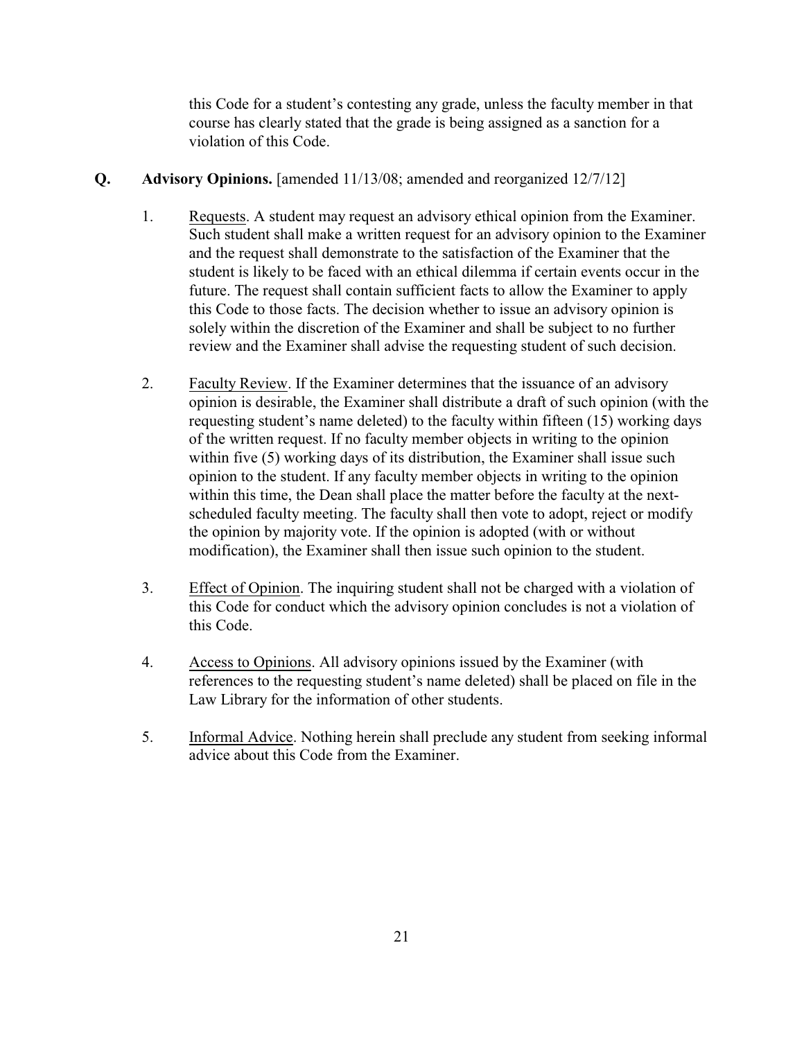this Code for a student's contesting any grade, unless the faculty member in that course has clearly stated that the grade is being assigned as a sanction for a violation of this Code.

**Q. Advisory Opinions.** [amended 11/13/08; amended and reorganized 12/7/12]

1. Requests. A student may request an advisory ethical opinion from the Examiner. Such student shall make a written request for an advisory opinion to the Examiner and the request shall demonstrate to the satisfaction of the Examiner that the student is likely to be faced with an ethical dilemma if certain events occur in the future. The request shall contain sufficient facts to allow the Examiner to apply this Code to those facts. The decision whether to issue an advisory opinion is solely within the discretion of the Examiner and shall be subject to no further review and the Examiner shall advise the requesting student of such decision.

2. Faculty Review. If the Examiner determines that the issuance of an advisory opinion is desirable, the Examiner shall distribute a draft of such opinion (with the requesting student's name deleted) to the faculty within fifteen (15) working days of the written request. If no faculty member objects in writing to the opinion within five (5) working days of its distribution, the Examiner shall issue such opinion to the student. If any faculty member objects in writing to the opinion within this time, the Dean shall place the matter before the faculty at the next-scheduled faculty meeting. The faculty shall then vote to adopt, reject or modify the opinion by majority vote. If the opinion is adopted (with or without modification), the Examiner shall then issue such opinion to the student.

3. Effect of Opinion. The inquiring student shall not be charged with a violation of this Code for conduct which the advisory opinion concludes is not a violation of this Code.

4. Access to Opinions. All advisory opinions issued by the Examiner (with references to the requesting student's name deleted) shall be placed on file in the Law Library for the information of other students.

5. Informal Advice. Nothing herein shall preclude any student from seeking informal advice about this Code from the Examiner.